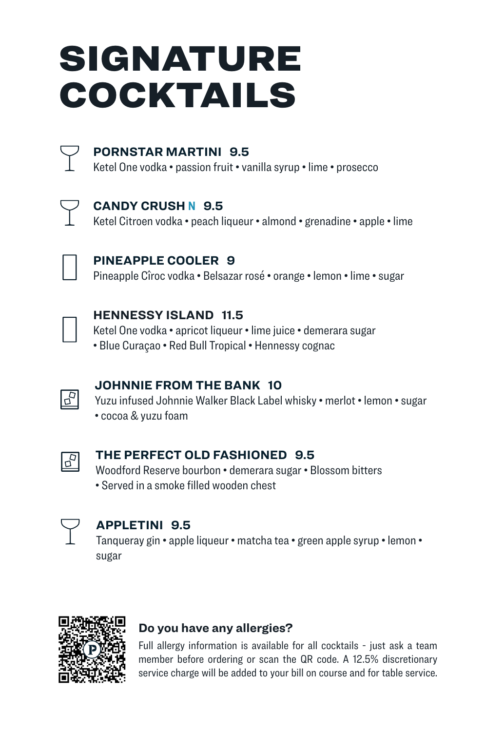# SIGNATURE COCKTAILS

### PORNSTAR MARTINI 9.5
Ketel One vodka • passion fruit • vanilla syrup • lime • prosecco

### CANDY CRUSH N 9.5
Ketel Citroen vodka • peach liqueur • almond • grenadine • apple • lime

### PINEAPPLE COOLER 9
Pineapple Cîroc vodka • Belsazar rosé • orange • lemon • lime • sugar

### HENNESSY ISLAND 11.5
Ketel One vodka • apricot liqueur • lime juice • demerara sugar • Blue Curaçao • Red Bull Tropical • Hennessy cognac

### JOHNNIE FROM THE BANK 10
Yuzu infused Johnnie Walker Black Label whisky • merlot • lemon • sugar • cocoa & yuzu foam

### THE PERFECT OLD FASHIONED 9.5
Woodford Reserve bourbon • demerara sugar • Blossom bitters • Served in a smoke filled wooden chest

### APPLETINI 9.5
Tanqueray gin • apple liqueur • matcha tea • green apple syrup • lemon • sugar

**Do you have any allergies?**

Full allergy information is available for all cocktails - just ask a team member before ordering or scan the QR code. A 12.5% discretionary service charge will be added to your bill on course and for table service.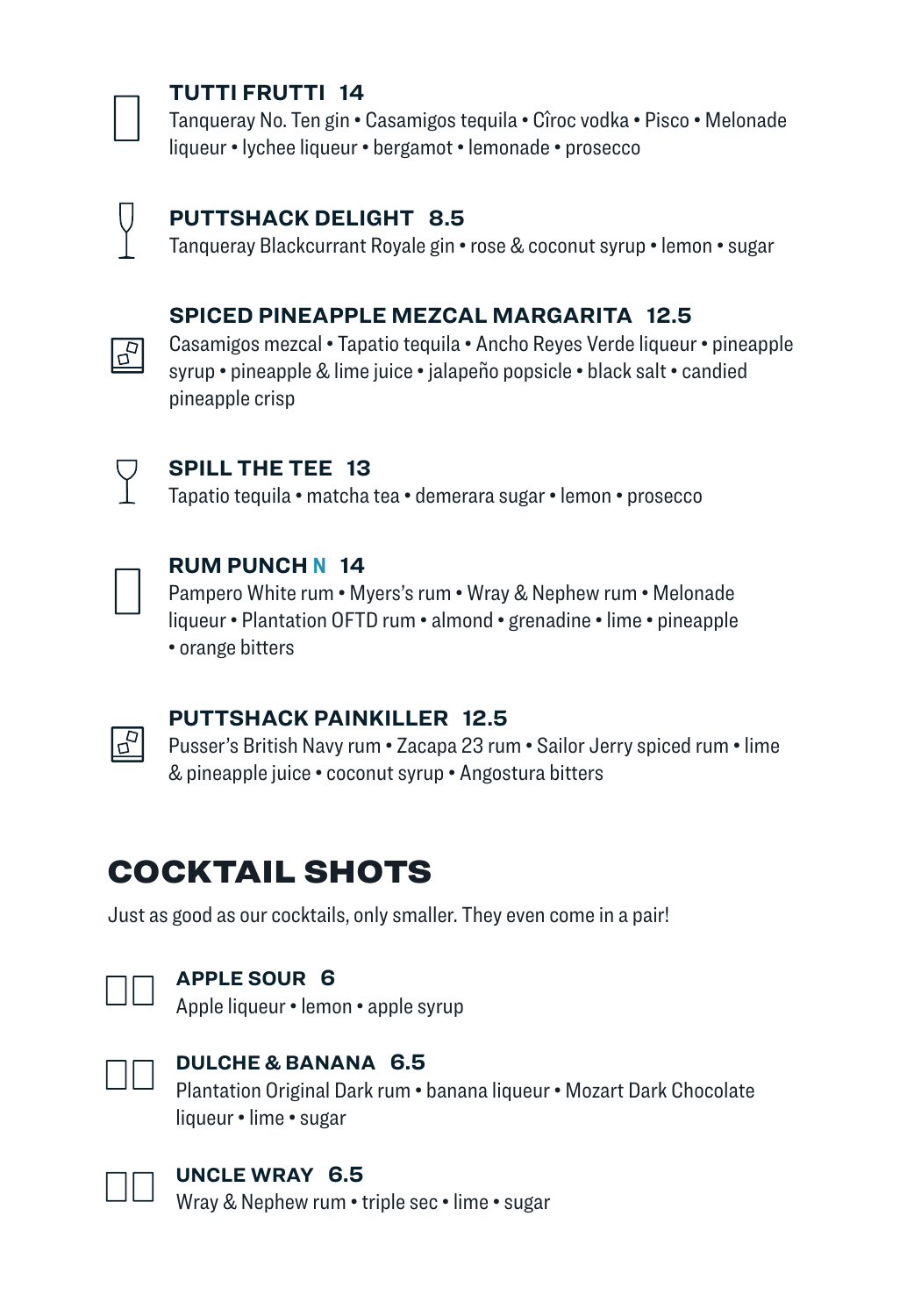### TUTTI FRUTTI 14

Tanqueray No. Ten gin • Casamigos tequila • Cîroc vodka • Pisco • Melonade liqueur • lychee liqueur • bergamot • lemonade • prosecco

### PUTTSHACK DELIGHT 8.5

Tanqueray Blackcurrant Royale gin • rose & coconut syrup • lemon • sugar

### SPICED PINEAPPLE MEZCAL MARGARITA 12.5

Casamigos mezcal • Tapatio tequila • Ancho Reyes Verde liqueur • pineapple syrup • pineapple & lime juice • jalapeño popsicle • black salt • candied pineapple crisp

### SPILL THE TEE 13

Tapatio tequila • matcha tea • demerara sugar • lemon • prosecco

### RUM PUNCH N 14

Pampero White rum • Myers's rum • Wray & Nephew rum • Melonade liqueur • Plantation OFTD rum • almond • grenadine • lime • pineapple • orange bitters

### PUTTSHACK PAINKILLER 12.5

Pusser's British Navy rum • Zacapa 23 rum • Sailor Jerry spiced rum • lime & pineapple juice • coconut syrup • Angostura bitters

## COCKTAIL SHOTS

Just as good as our cocktails, only smaller. They even come in a pair!

### APPLE SOUR 6

Apple liqueur • lemon • apple syrup

### DULCHE & BANANA 6.5

Plantation Original Dark rum • banana liqueur • Mozart Dark Chocolate liqueur • lime • sugar

### UNCLE WRAY 6.5

Wray & Nephew rum • triple sec • lime • sugar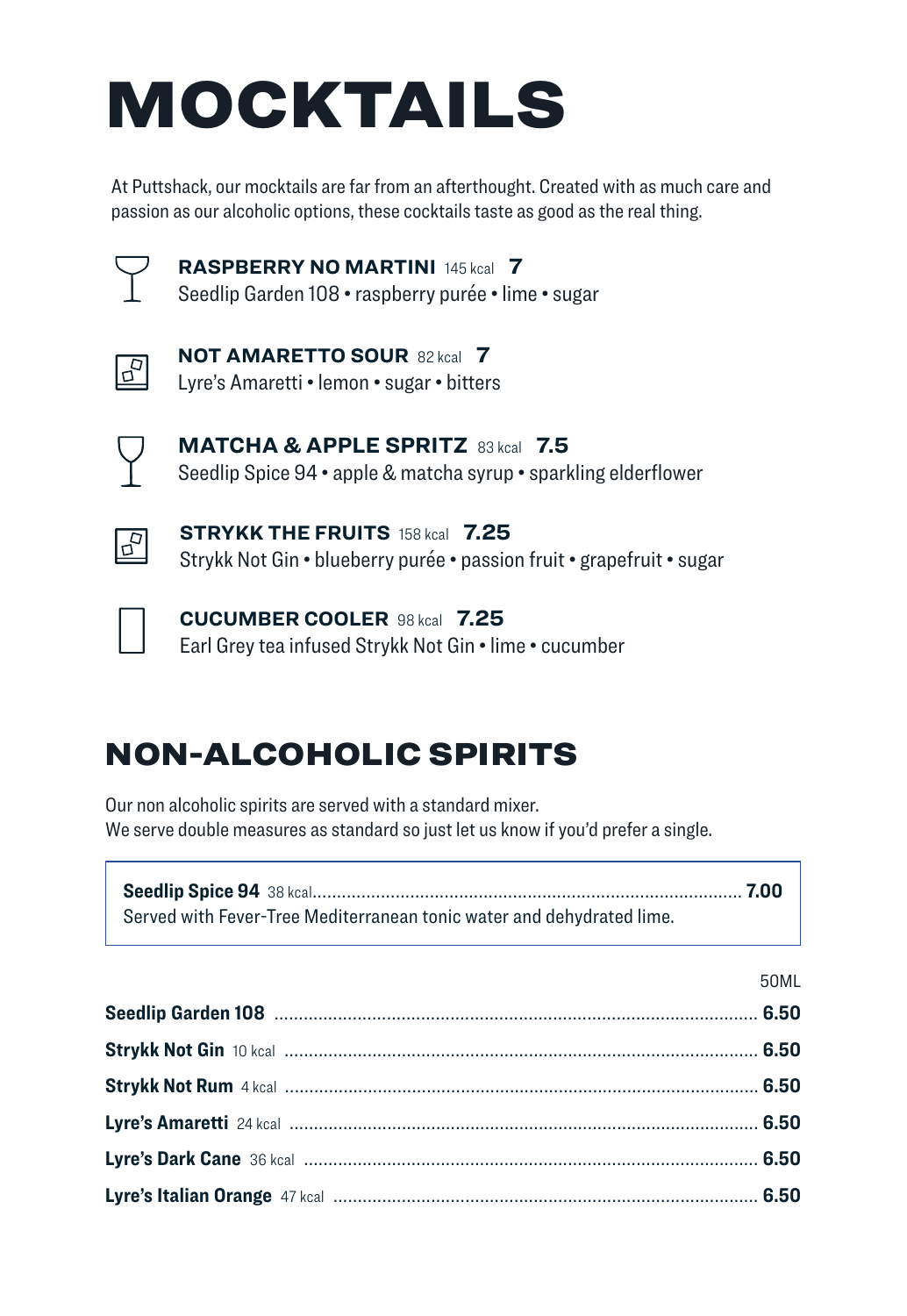# MOCKTAILS

At Puttshack, our mocktails are far from an afterthought. Created with as much care and passion as our alcoholic options, these cocktails taste as good as the real thing.

**RASPBERRY NO MARTINI** 145 kcal **7**
Seedlip Garden 108 • raspberry purée • lime • sugar

**NOT AMARETTO SOUR** 82 kcal **7**
Lyre's Amaretti • lemon • sugar • bitters

**MATCHA & APPLE SPRITZ** 83 kcal **7.5**
Seedlip Spice 94 • apple & matcha syrup • sparkling elderflower

**STRYKK THE FRUITS** 158 kcal **7.25**
Strykk Not Gin • blueberry purée • passion fruit • grapefruit • sugar

**CUCUMBER COOLER** 98 kcal **7.25**
Earl Grey tea infused Strykk Not Gin • lime • cucumber

## NON-ALCOHOLIC SPIRITS

Our non alcoholic spirits are served with a standard mixer.
We serve double measures as standard so just let us know if you'd prefer a single.

**Seedlip Spice 94** 38 kcal ........ **7.00**
Served with Fever-Tree Mediterranean tonic water and dehydrated lime.

| | 50ML |
|---|---|
| **Seedlip Garden 108** | **6.50** |
| **Strykk Not Gin** 10 kcal | **6.50** |
| **Strykk Not Rum** 4 kcal | **6.50** |
| **Lyre's Amaretti** 24 kcal | **6.50** |
| **Lyre's Dark Cane** 36 kcal | **6.50** |
| **Lyre's Italian Orange** 47 kcal | **6.50** |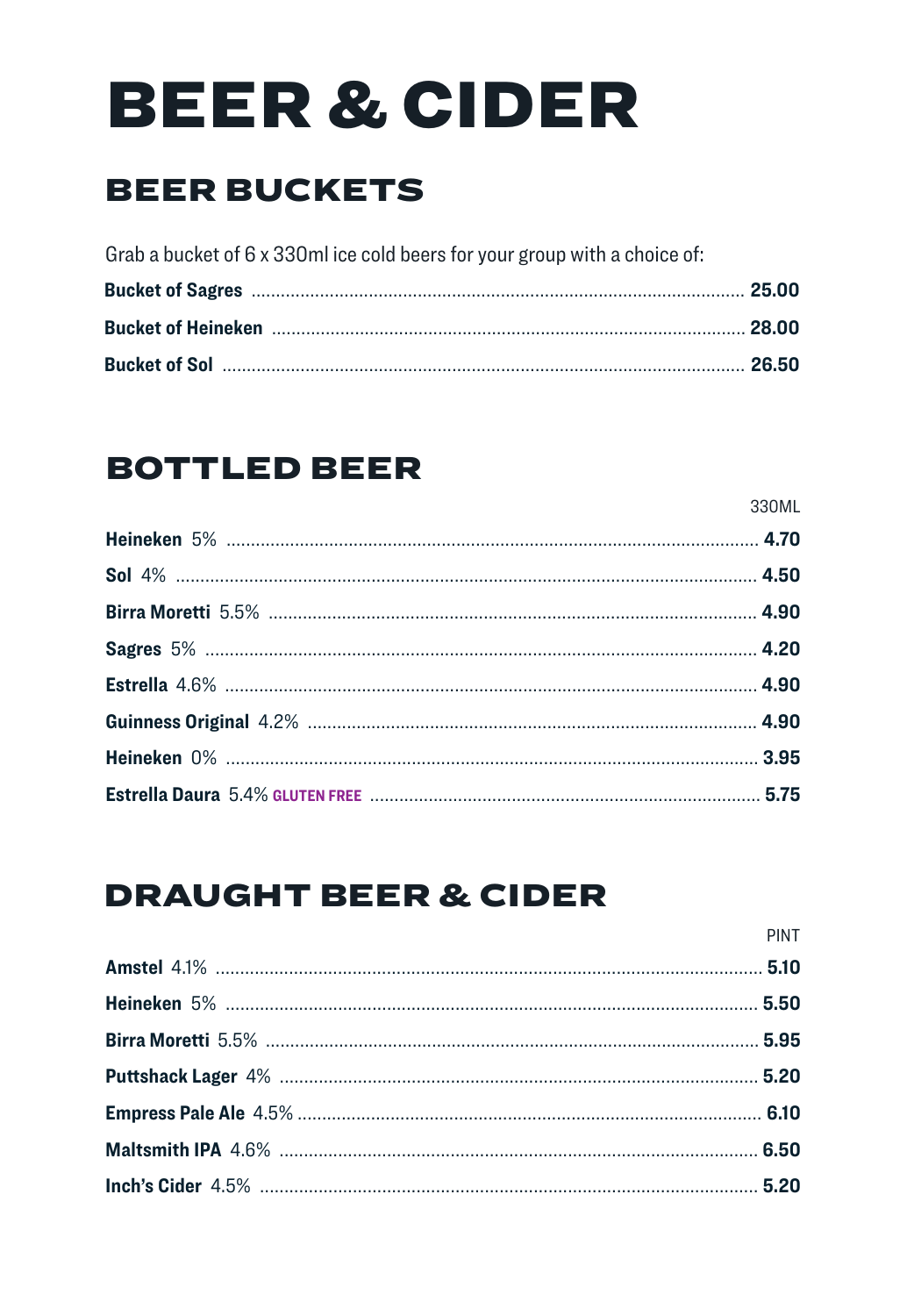# BEER & CIDER

## BEER BUCKETS

Grab a bucket of 6 x 330ml ice cold beers for your group with a choice of:

| | |
|---|---|
| **Bucket of Sagres** | **25.00** |
| **Bucket of Heineken** | **28.00** |
| **Bucket of Sol** | **26.50** |

## BOTTLED BEER

| | 330ML |
|---|---|
| **Heineken** 5% | **4.70** |
| **Sol** 4% | **4.50** |
| **Birra Moretti** 5.5% | **4.90** |
| **Sagres** 5% | **4.20** |
| **Estrella** 4.6% | **4.90** |
| **Guinness Original** 4.2% | **4.90** |
| **Heineken** 0% | **3.95** |
| **Estrella Daura** 5.4% **GLUTEN FREE** | **5.75** |

## DRAUGHT BEER & CIDER

| | PINT |
|---|---|
| **Amstel** 4.1% | **5.10** |
| **Heineken** 5% | **5.50** |
| **Birra Moretti** 5.5% | **5.95** |
| **Puttshack Lager** 4% | **5.20** |
| **Empress Pale Ale** 4.5% | **6.10** |
| **Maltsmith IPA** 4.6% | **6.50** |
| **Inch's Cider** 4.5% | **5.20** |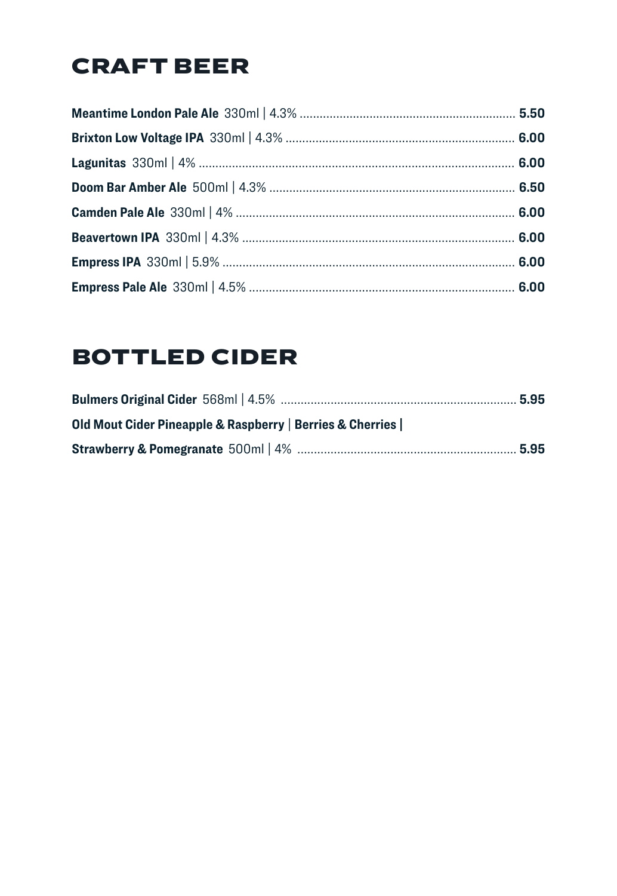# CRAFT BEER

**Meantime London Pale Ale** 330ml | 4.3% ................................................................ **5.50**

**Brixton Low Voltage IPA** 330ml | 4.3% .................................................................... **6.00**

**Lagunitas** 330ml | 4% .............................................................................................. **6.00**

**Doom Bar Amber Ale** 500ml | 4.3% ........................................................................ **6.50**

**Camden Pale Ale** 330ml | 4% .................................................................................. **6.00**

**Beavertown IPA** 330ml | 4.3% ................................................................................ **6.00**

**Empress IPA** 330ml | 5.9% ....................................................................................... **6.00**

**Empress Pale Ale** 330ml | 4.5% ............................................................................... **6.00**

# BOTTLED CIDER

**Bulmers Original Cider** 568ml | 4.5% ...................................................................... **5.95**

**Old Mout Cider Pineapple & Raspberry** | **Berries & Cherries** |
**Strawberry & Pomegranate** 500ml | 4% ................................................................. **5.95**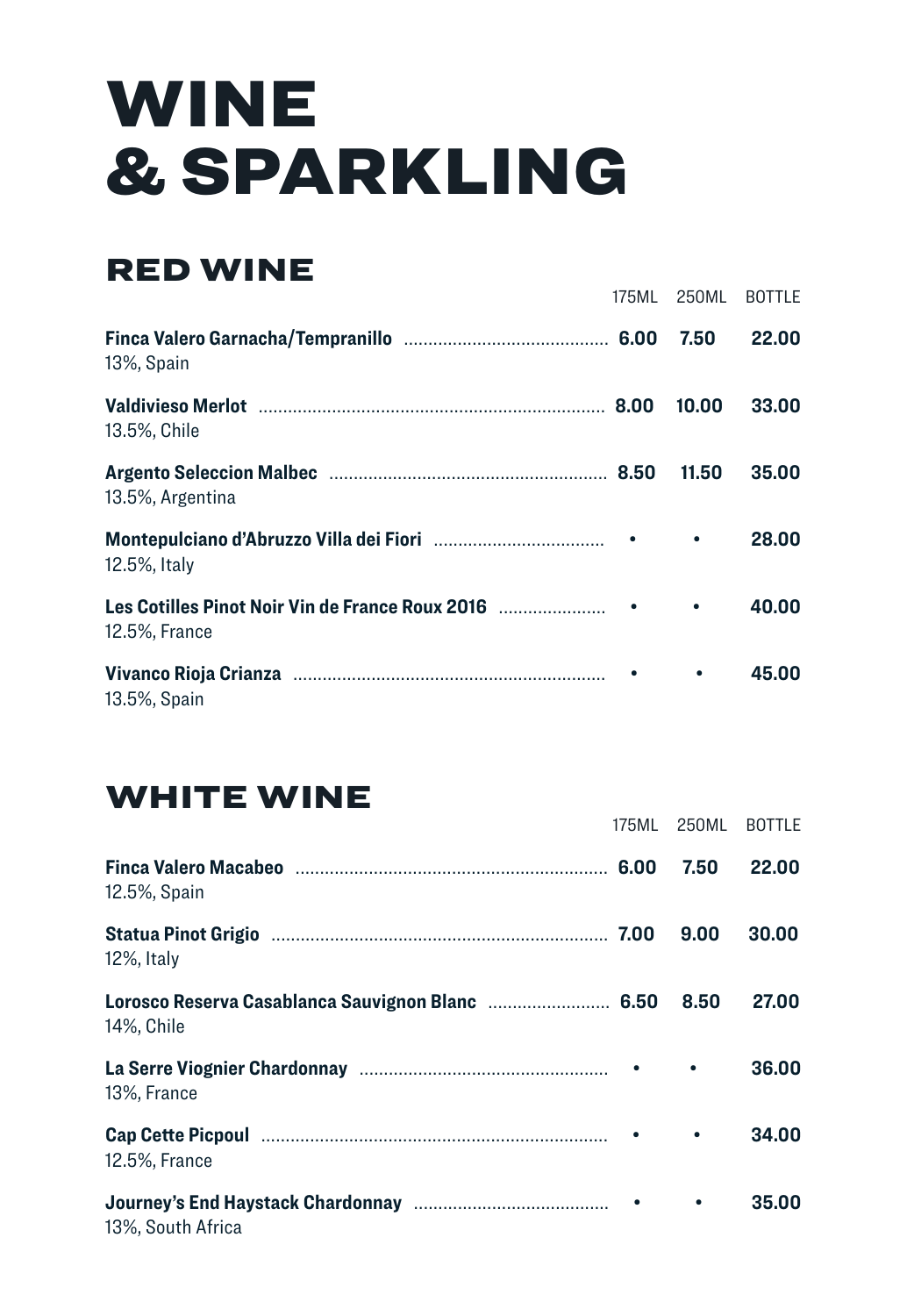# WINE & SPARKLING

## RED WINE

| | 175ML | 250ML | BOTTLE |
|---|---|---|---|
| **Finca Valero Garnacha/Tempranillo**<br>13%, Spain | **6.00** | **7.50** | **22.00** |
| **Valdivieso Merlot**<br>13.5%, Chile | **8.00** | **10.00** | **33.00** |
| **Argento Seleccion Malbec**<br>13.5%, Argentina | **8.50** | **11.50** | **35.00** |
| **Montepulciano d'Abruzzo Villa dei Fiori**<br>12.5%, Italy | • | • | **28.00** |
| **Les Cotilles Pinot Noir Vin de France Roux 2016**<br>12.5%, France | • | • | **40.00** |
| **Vivanco Rioja Crianza**<br>13.5%, Spain | • | • | **45.00** |

## WHITE WINE

| | 175ML | 250ML | BOTTLE |
|---|---|---|---|
| **Finca Valero Macabeo**<br>12.5%, Spain | **6.00** | **7.50** | **22.00** |
| **Statua Pinot Grigio**<br>12%, Italy | **7.00** | **9.00** | **30.00** |
| **Lorosco Reserva Casablanca Sauvignon Blanc**<br>14%, Chile | **6.50** | **8.50** | **27.00** |
| **La Serre Viognier Chardonnay**<br>13%, France | • | • | **36.00** |
| **Cap Cette Picpoul**<br>12.5%, France | • | • | **34.00** |
| **Journey's End Haystack Chardonnay**<br>13%, South Africa | • | • | **35.00** |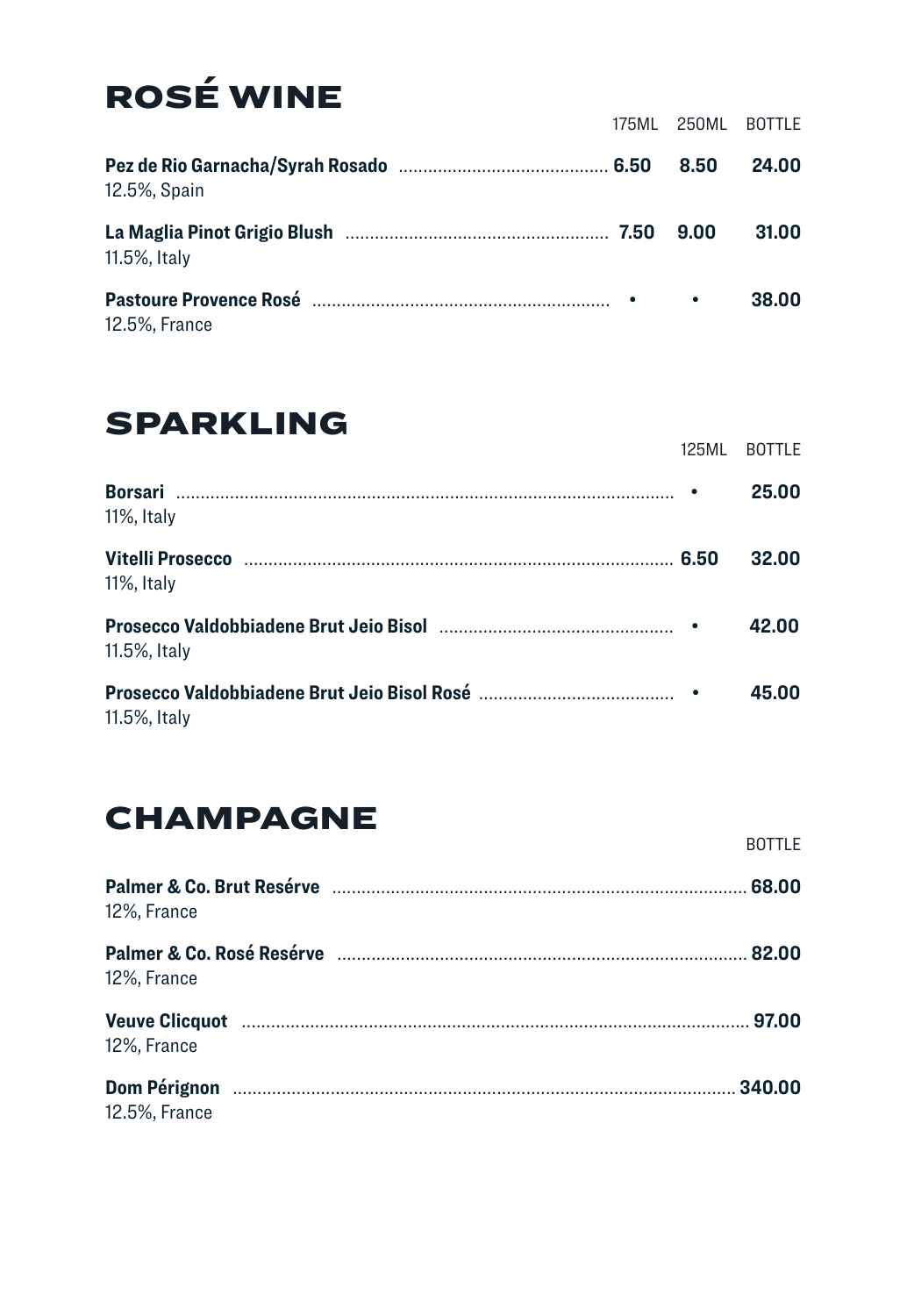# ROSÉ WINE

| | 175ML | 250ML | BOTTLE |
|---|---|---|---|
| **Pez de Rio Garnacha/Syrah Rosado**<br>12.5%, Spain | 6.50 | 8.50 | 24.00 |
| **La Maglia Pinot Grigio Blush**<br>11.5%, Italy | 7.50 | 9.00 | 31.00 |
| **Pastoure Provence Rosé**<br>12.5%, France | • | • | 38.00 |

# SPARKLING

| | 125ML | BOTTLE |
|---|---|---|
| **Borsari**<br>11%, Italy | • | 25.00 |
| **Vitelli Prosecco**<br>11%, Italy | 6.50 | 32.00 |
| **Prosecco Valdobbiadene Brut Jeio Bisol**<br>11.5%, Italy | • | 42.00 |
| **Prosecco Valdobbiadene Brut Jeio Bisol Rosé**<br>11.5%, Italy | • | 45.00 |

# CHAMPAGNE

| | BOTTLE |
|---|---|
| **Palmer & Co. Brut Resérve**<br>12%, France | 68.00 |
| **Palmer & Co. Rosé Resérve**<br>12%, France | 82.00 |
| **Veuve Clicquot**<br>12%, France | 97.00 |
| **Dom Pérignon**<br>12.5%, France | 340.00 |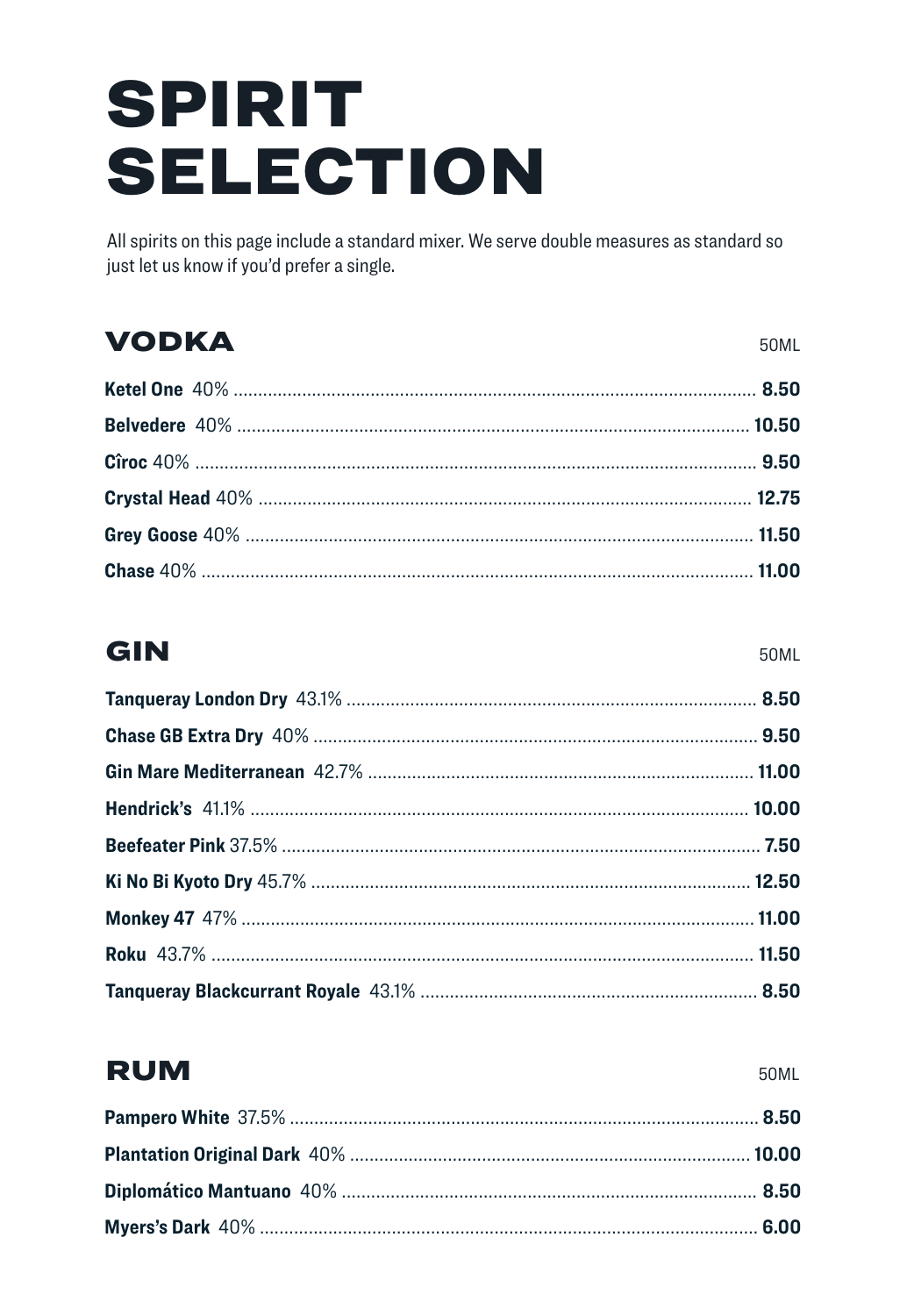# SPIRIT SELECTION

All spirits on this page include a standard mixer. We serve double measures as standard so just let us know if you'd prefer a single.

## VODKA

| | 50ML |
|---|---|
| **Ketel One** 40% | **8.50** |
| **Belvedere** 40% | **10.50** |
| **Cîroc** 40% | **9.50** |
| **Crystal Head** 40% | **12.75** |
| **Grey Goose** 40% | **11.50** |
| **Chase** 40% | **11.00** |

## GIN

| | 50ML |
|---|---|
| **Tanqueray London Dry** 43.1% | **8.50** |
| **Chase GB Extra Dry** 40% | **9.50** |
| **Gin Mare Mediterranean** 42.7% | **11.00** |
| **Hendrick's** 41.1% | **10.00** |
| **Beefeater Pink** 37.5% | **7.50** |
| **Ki No Bi Kyoto Dry** 45.7% | **12.50** |
| **Monkey 47** 47% | **11.00** |
| **Roku** 43.7% | **11.50** |
| **Tanqueray Blackcurrant Royale** 43.1% | **8.50** |

## RUM

| | 50ML |
|---|---|
| **Pampero White** 37.5% | **8.50** |
| **Plantation Original Dark** 40% | **10.00** |
| **Diplomático Mantuano** 40% | **8.50** |
| **Myers's Dark** 40% | **6.00** |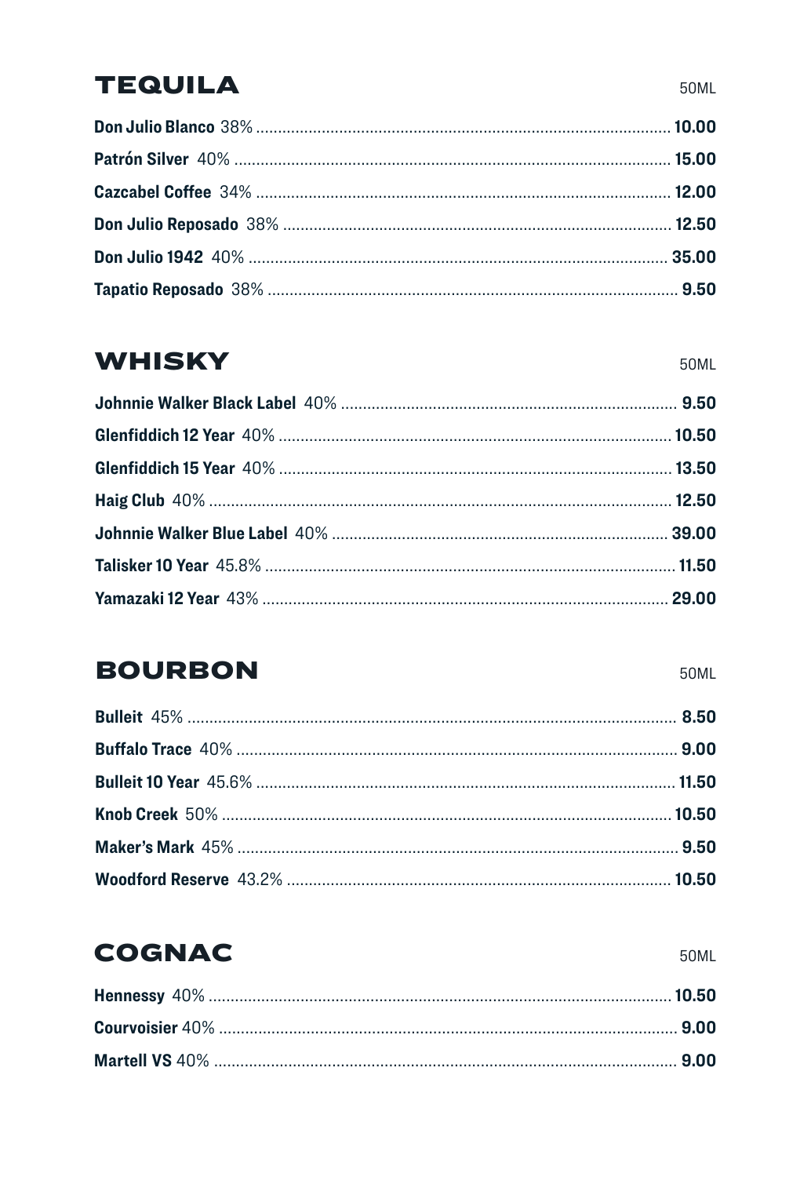## TEQUILA

50ML

**Don Julio Blanco** 38% .......... **10.00**

**Patrón Silver** 40% .......... **15.00**

**Cazcabel Coffee** 34% .......... **12.00**

**Don Julio Reposado** 38% .......... **12.50**

**Don Julio 1942** 40% .......... **35.00**

**Tapatio Reposado** 38% .......... **9.50**

## WHISKY

50ML

**Johnnie Walker Black Label** 40% .......... **9.50**

**Glenfiddich 12 Year** 40% .......... **10.50**

**Glenfiddich 15 Year** 40% .......... **13.50**

**Haig Club** 40% .......... **12.50**

**Johnnie Walker Blue Label** 40% .......... **39.00**

**Talisker 10 Year** 45.8% .......... **11.50**

**Yamazaki 12 Year** 43% .......... **29.00**

## BOURBON

50ML

**Bulleit** 45% .......... **8.50**

**Buffalo Trace** 40% .......... **9.00**

**Bulleit 10 Year** 45.6% .......... **11.50**

**Knob Creek** 50% .......... **10.50**

**Maker's Mark** 45% .......... **9.50**

**Woodford Reserve** 43.2% .......... **10.50**

## COGNAC

50ML

**Hennessy** 40% .......... **10.50**

**Courvoisier** 40% .......... **9.00**

**Martell VS** 40% .......... **9.00**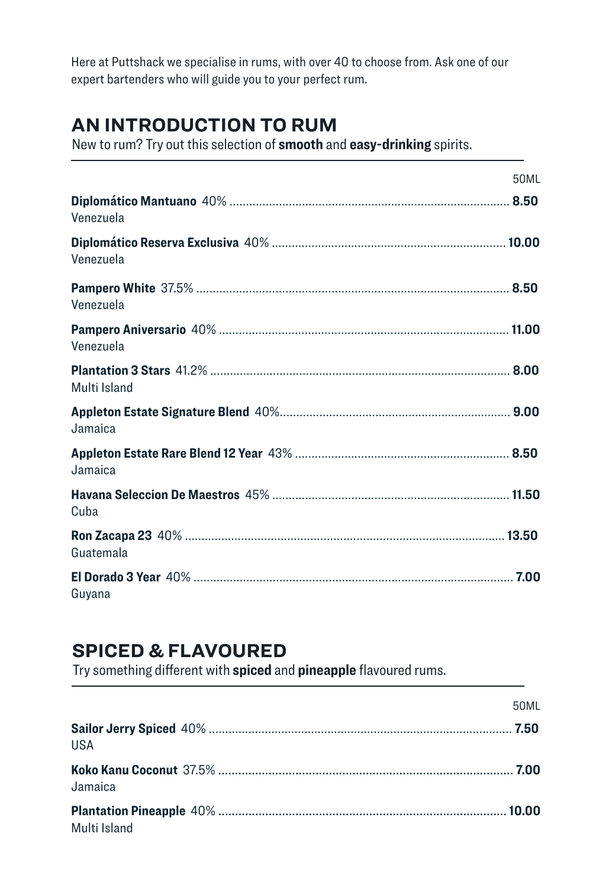Here at Puttshack we specialise in rums, with over 40 to choose from. Ask one of our expert bartenders who will guide you to your perfect rum.

## AN INTRODUCTION TO RUM

New to rum? Try out this selection of **smooth** and **easy-drinking** spirits.

| | 50ML |
|---|---|
| **Diplomático Mantuano** 40%<br>Venezuela | **8.50** |
| **Diplomático Reserva Exclusiva** 40%<br>Venezuela | **10.00** |
| **Pampero White** 37.5%<br>Venezuela | **8.50** |
| **Pampero Aniversario** 40%<br>Venezuela | **11.00** |
| **Plantation 3 Stars** 41.2%<br>Multi Island | **8.00** |
| **Appleton Estate Signature Blend** 40%<br>Jamaica | **9.00** |
| **Appleton Estate Rare Blend 12 Year** 43%<br>Jamaica | **8.50** |
| **Havana Seleccion De Maestros** 45%<br>Cuba | **11.50** |
| **Ron Zacapa 23** 40%<br>Guatemala | **13.50** |
| **El Dorado 3 Year** 40%<br>Guyana | **7.00** |

## SPICED & FLAVOURED

Try something different with **spiced** and **pineapple** flavoured rums.

| | 50ML |
|---|---|
| **Sailor Jerry Spiced** 40%<br>USA | **7.50** |
| **Koko Kanu Coconut** 37.5%<br>Jamaica | **7.00** |
| **Plantation Pineapple** 40%<br>Multi Island | **10.00** |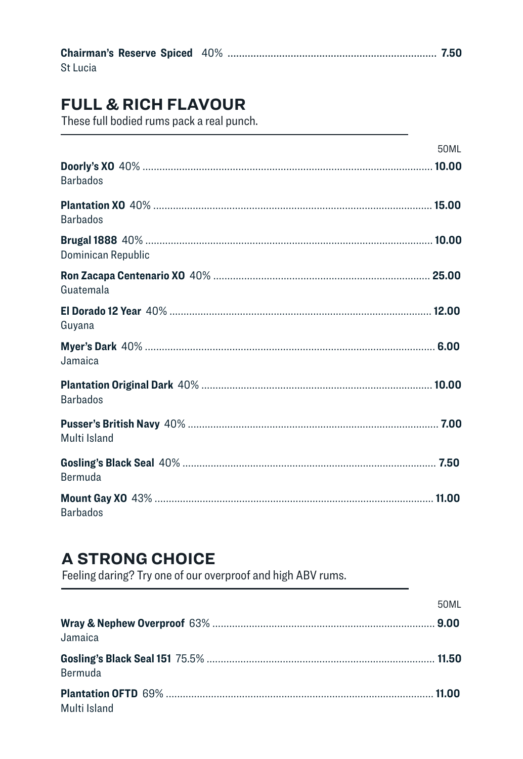**Chairman's Reserve Spiced** 40% ........ **7.50**
St Lucia

## FULL & RICH FLAVOUR

These full bodied rums pack a real punch.

| | 50ML |
|---|---|
| **Doorly's XO** 40%<br>Barbados | **10.00** |
| **Plantation XO** 40%<br>Barbados | **15.00** |
| **Brugal 1888** 40%<br>Dominican Republic | **10.00** |
| **Ron Zacapa Centenario XO** 40%<br>Guatemala | **25.00** |
| **El Dorado 12 Year** 40%<br>Guyana | **12.00** |
| **Myer's Dark** 40%<br>Jamaica | **6.00** |
| **Plantation Original Dark** 40%<br>Barbados | **10.00** |
| **Pusser's British Navy** 40%<br>Multi Island | **7.00** |
| **Gosling's Black Seal** 40%<br>Bermuda | **7.50** |
| **Mount Gay XO** 43%<br>Barbados | **11.00** |

## A STRONG CHOICE

Feeling daring? Try one of our overproof and high ABV rums.

| | 50ML |
|---|---|
| **Wray & Nephew Overproof** 63%<br>Jamaica | **9.00** |
| **Gosling's Black Seal 151** 75.5%<br>Bermuda | **11.50** |
| **Plantation OFTD** 69%<br>Multi Island | **11.00** |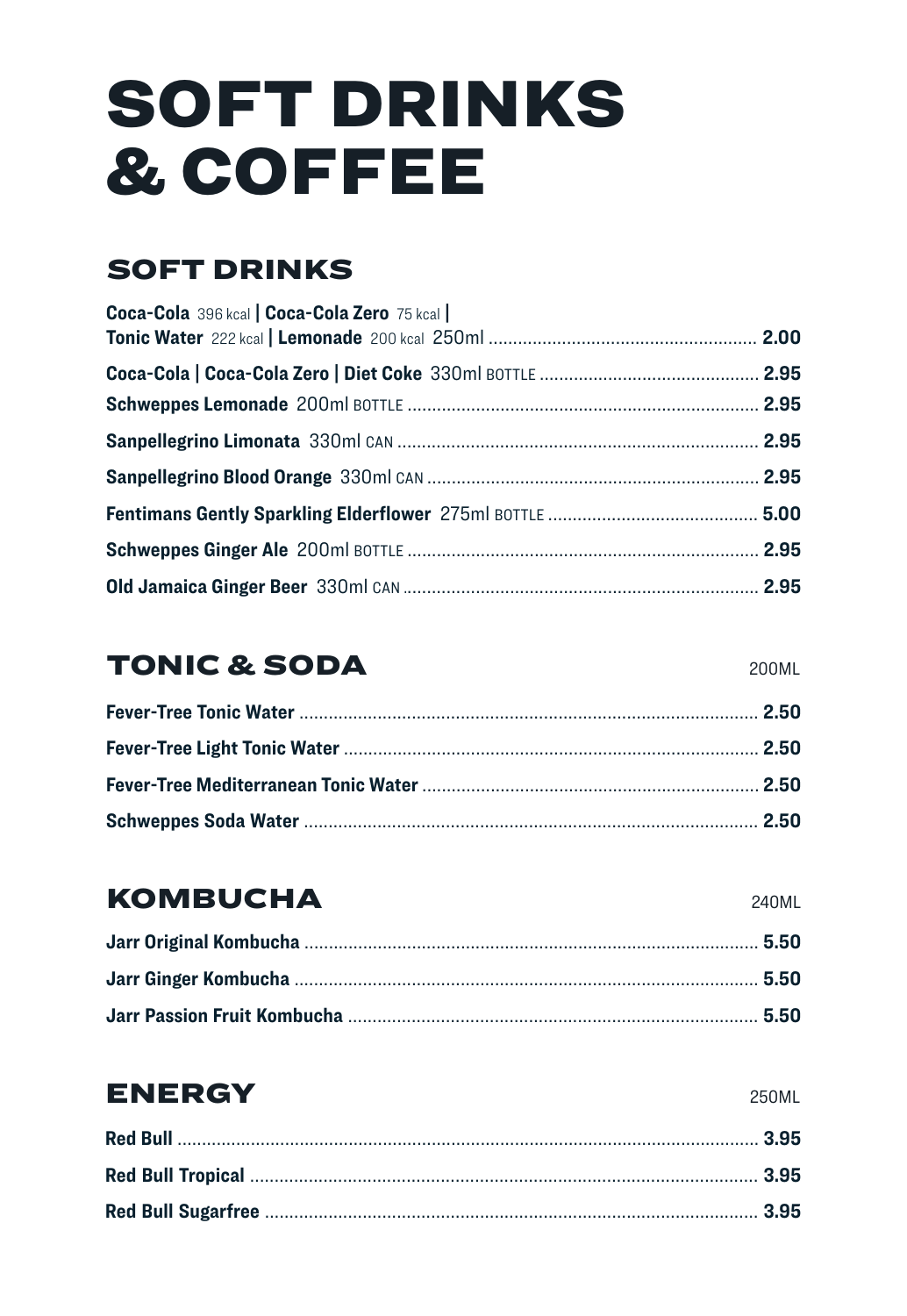# SOFT DRINKS & COFFEE

## SOFT DRINKS

**Coca-Cola** 396 kcal | **Coca-Cola Zero** 75 kcal | **Tonic Water** 222 kcal | **Lemonade** 200 kcal 250ml ........ **2.00**

**Coca-Cola | Coca-Cola Zero | Diet Coke** 330ml BOTTLE ........ **2.95**

**Schweppes Lemonade** 200ml BOTTLE ........ **2.95**

**Sanpellegrino Limonata** 330ml CAN ........ **2.95**

**Sanpellegrino Blood Orange** 330ml CAN ........ **2.95**

**Fentimans Gently Sparkling Elderflower** 275ml BOTTLE ........ **5.00**

**Schweppes Ginger Ale** 200ml BOTTLE ........ **2.95**

**Old Jamaica Ginger Beer** 330ml CAN ........ **2.95**

## TONIC & SODA

200ML

**Fever-Tree Tonic Water** ........ **2.50**

**Fever-Tree Light Tonic Water** ........ **2.50**

**Fever-Tree Mediterranean Tonic Water** ........ **2.50**

**Schweppes Soda Water** ........ **2.50**

## KOMBUCHA

240ML

**Jarr Original Kombucha** ........ **5.50**

**Jarr Ginger Kombucha** ........ **5.50**

**Jarr Passion Fruit Kombucha** ........ **5.50**

## ENERGY

250ML

**Red Bull** ........ **3.95**

**Red Bull Tropical** ........ **3.95**

**Red Bull Sugarfree** ........ **3.95**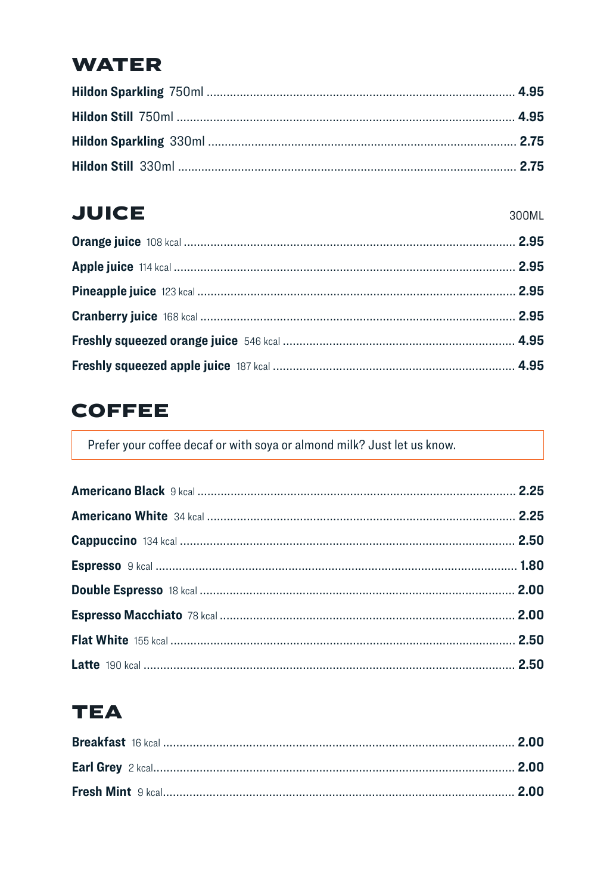## WATER

| | |
|---|---|
| **Hildon Sparkling** 750ml | **4.95** |
| **Hildon Still** 750ml | **4.95** |
| **Hildon Sparkling** 330ml | **2.75** |
| **Hildon Still** 330ml | **2.75** |

## JUICE

300ML

| | |
|---|---|
| **Orange juice** 108 kcal | **2.95** |
| **Apple juice** 114 kcal | **2.95** |
| **Pineapple juice** 123 kcal | **2.95** |
| **Cranberry juice** 168 kcal | **2.95** |
| **Freshly squeezed orange juice** 546 kcal | **4.95** |
| **Freshly squeezed apple juice** 187 kcal | **4.95** |

## COFFEE

Prefer your coffee decaf or with soya or almond milk? Just let us know.

| | |
|---|---|
| **Americano Black** 9 kcal | **2.25** |
| **Americano White** 34 kcal | **2.25** |
| **Cappuccino** 134 kcal | **2.50** |
| **Espresso** 9 kcal | **1.80** |
| **Double Espresso** 18 kcal | **2.00** |
| **Espresso Macchiato** 78 kcal | **2.00** |
| **Flat White** 155 kcal | **2.50** |
| **Latte** 190 kcal | **2.50** |

## TEA

| | |
|---|---|
| **Breakfast** 16 kcal | **2.00** |
| **Earl Grey** 2 kcal | **2.00** |
| **Fresh Mint** 9 kcal | **2.00** |